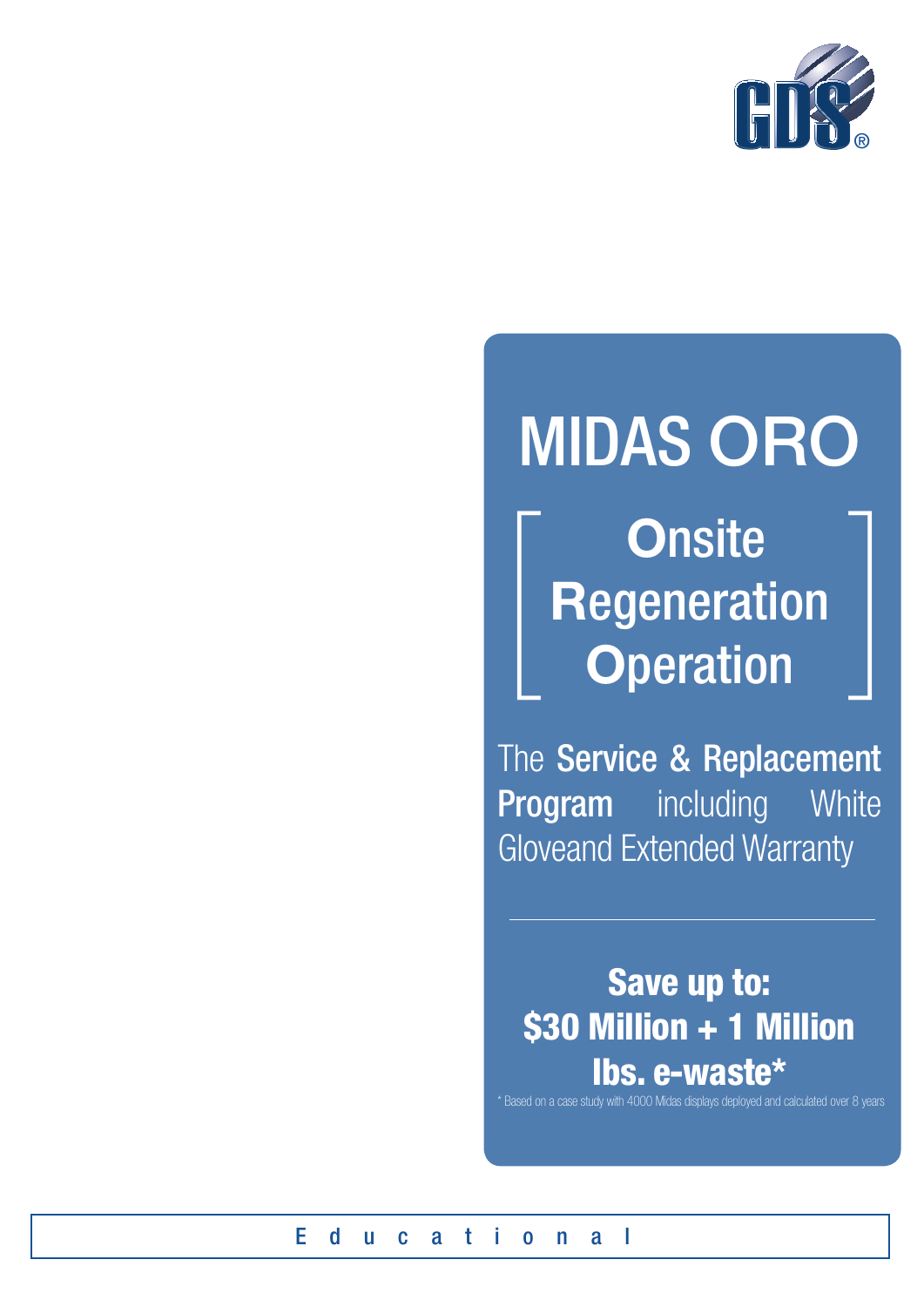GDS®

# MIDAS ORO

## [ Onsite Regeneration Operation ]

The **Service & Replacement Program** including White Gloveand Extended Warranty

---

**Save up to:**
**$30 Million + 1 Million lbs. e-waste***

* Based on a case study with 4000 Midas displays deployed and calculated over 8 years

E d u c a t i o n a l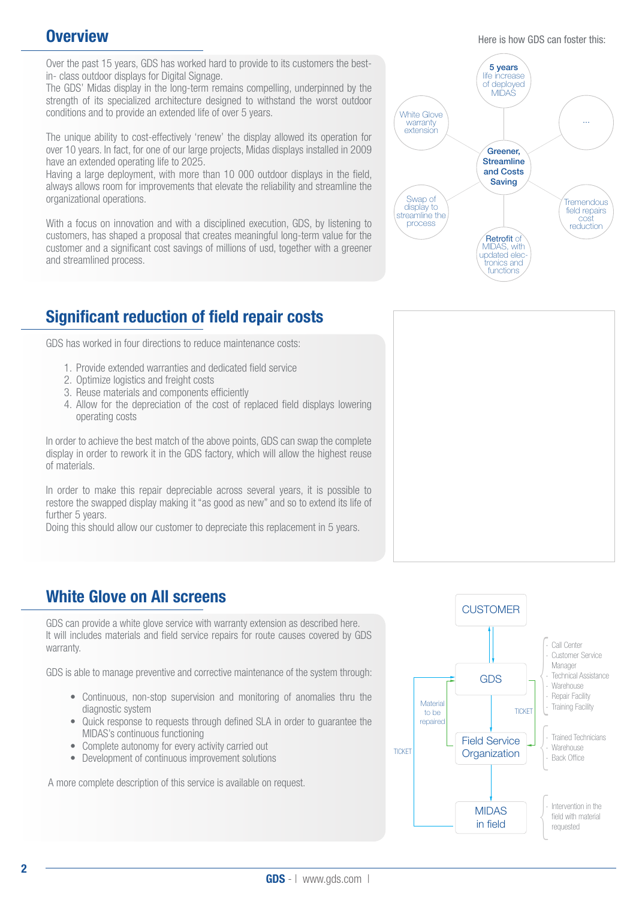## Overview

Over the past 15 years, GDS has worked hard to provide to its customers the best-in- class outdoor displays for Digital Signage.
The GDS' Midas display in the long-term remains compelling, underpinned by the strength of its specialized architecture designed to withstand the worst outdoor conditions and to provide an extended life of over 5 years.

The unique ability to cost-effectively 'renew' the display allowed its operation for over 10 years. In fact, for one of our large projects, Midas displays installed in 2009 have an extended operating life to 2025.
Having a large deployment, with more than 10 000 outdoor displays in the field, always allows room for improvements that elevate the reliability and streamline the organizational operations.

With a focus on innovation and with a disciplined execution, GDS, by listening to customers, has shaped a proposal that creates meaningful long-term value for the customer and a significant cost savings of millions of usd, together with a greener and streamlined process.

Here is how GDS can foster this:

**Greener, Streamline and Costs Saving**

- **5 years** life increase of deployed MIDAS
- ...
- Tremendous field repairs cost reduction
- **Retrofit** of MIDAS, with updated electronics and functions
- Swap of display to streamline the process
- White Glove warranty extension

## Significant reduction of field repair costs

GDS has worked in four directions to reduce maintenance costs:

1. Provide extended warranties and dedicated field service
2. Optimize logistics and freight costs
3. Reuse materials and components efficiently
4. Allow for the depreciation of the cost of replaced field displays lowering operating costs

In order to achieve the best match of the above points, GDS can swap the complete display in order to rework it in the GDS factory, which will allow the highest reuse of materials.

In order to make this repair depreciable across several years, it is possible to restore the swapped display making it "as good as new" and so to extend its life of further 5 years.
Doing this should allow our customer to depreciate this replacement in 5 years.

## White Glove on All screens

GDS can provide a white glove service with warranty extension as described here.
It will includes materials and field service repairs for route causes covered by GDS warranty.

GDS is able to manage preventive and corrective maintenance of the system through:

- Continuous, non-stop supervision and monitoring of anomalies thru the diagnostic system
- Quick response to requests through defined SLA in order to guarantee the MIDAS's continuous functioning
- Complete autonomy for every activity carried out
- Development of continuous improvement solutions

A more complete description of this service is available on request.

CUSTOMER

GDS
- Call Center
- Customer Service Manager
- Technical Assistance
- Warehouse
- Repair Facility
- Training Facility

TICKET

Material to be repaired

Field Service Organization
- Trained Technicians
- Warehouse
- Back Office

TICKET

MIDAS in field
- Intervention in the field with material requested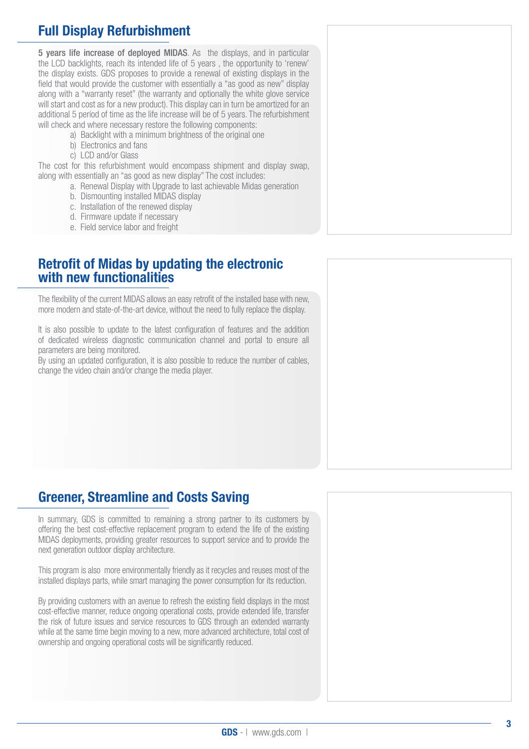## Full Display Refurbishment

**5 years life increase of deployed MIDAS**. As the displays, and in particular the LCD backlights, reach its intended life of 5 years , the opportunity to 'renew' the display exists. GDS proposes to provide a renewal of existing displays in the field that would provide the customer with essentially a "as good as new" display along with a "warranty reset" (the warranty and optionally the white glove service will start and cost as for a new product). This display can in turn be amortized for an additional 5 period of time as the life increase will be of 5 years. The refurbishment will check and where necessary restore the following components:

a) Backlight with a minimum brightness of the original one
b) Electronics and fans
c) LCD and/or Glass

The cost for this refurbishment would encompass shipment and display swap, along with essentially an "as good as new display" The cost includes:

a. Renewal Display with Upgrade to last achievable Midas generation
b. Dismounting installed MIDAS display
c. Installation of the renewed display
d. Firmware update if necessary
e. Field service labor and freight

## Retrofit of Midas by updating the electronic with new functionalities

The flexibility of the current MIDAS allows an easy retrofit of the installed base with new, more modern and state-of-the-art device, without the need to fully replace the display.

It is also possible to update to the latest configuration of features and the addition of dedicated wireless diagnostic communication channel and portal to ensure all parameters are being monitored.
By using an updated configuration, it is also possible to reduce the number of cables, change the video chain and/or change the media player.

## Greener, Streamline and Costs Saving

In summary, GDS is committed to remaining a strong partner to its customers by offering the best cost-effective replacement program to extend the life of the existing MIDAS deployments, providing greater resources to support service and to provide the next generation outdoor display architecture.

This program is also more environmentally friendly as it recycles and reuses most of the installed displays parts, while smart managing the power consumption for its reduction.

By providing customers with an avenue to refresh the existing field displays in the most cost-effective manner, reduce ongoing operational costs, provide extended life, transfer the risk of future issues and service resources to GDS through an extended warranty while at the same time begin moving to a new, more advanced architecture, total cost of ownership and ongoing operational costs will be significantly reduced.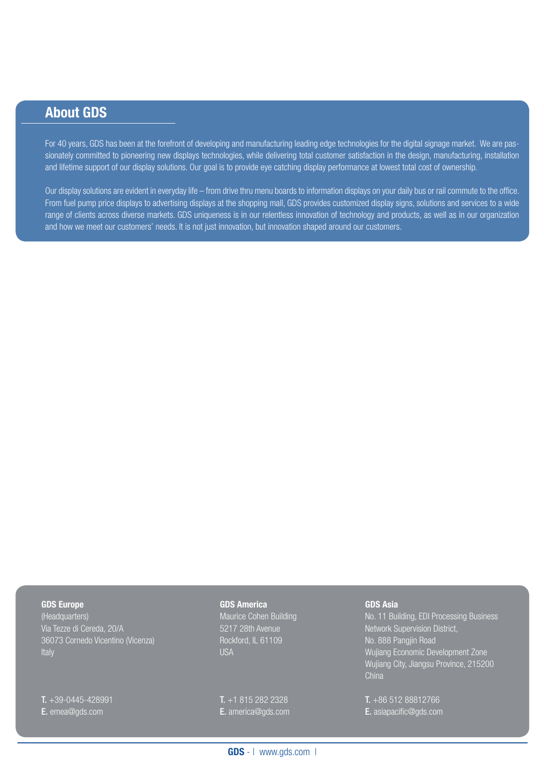## About GDS

For 40 years, GDS has been at the forefront of developing and manufacturing leading edge technologies for the digital signage market. We are passionately committed to pioneering new displays technologies, while delivering total customer satisfaction in the design, manufacturing, installation and lifetime support of our display solutions. Our goal is to provide eye catching display performance at lowest total cost of ownership.

Our display solutions are evident in everyday life – from drive thru menu boards to information displays on your daily bus or rail commute to the office. From fuel pump price displays to advertising displays at the shopping mall, GDS provides customized display signs, solutions and services to a wide range of clients across diverse markets. GDS uniqueness is in our relentless innovation of technology and products, as well as in our organization and how we meet our customers' needs. It is not just innovation, but innovation shaped around our customers.

**GDS Europe**
(Headquarters)
Via Tezze di Cereda, 20/A
36073 Cornedo Vicentino (Vicenza)
Italy

**T.** +39-0445-428991
**E.** emea@gds.com

**GDS America**
Maurice Cohen Building
5217 28th Avenue
Rockford, IL 61109
USA

**T.** +1 815 282 2328
**E.** america@gds.com

**GDS Asia**
No. 11 Building, EDI Processing Business
Network Supervision District,
No. 888 Pangjin Road
Wujiang Economic Development Zone
Wujiang City, Jiangsu Province, 215200
China

**T.** +86 512 88812766
**E.** asiapacific@gds.com

**GDS** - | www.gds.com |